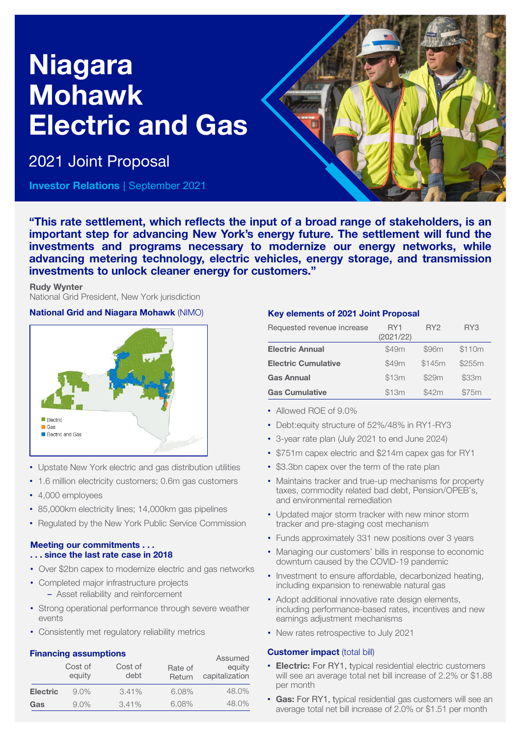# Niagara Mohawk Electric and Gas

## 2021 Joint Proposal

**Investor Relations** | September 2021

**"This rate settlement, which reflects the input of a broad range of stakeholders, is an important step for advancing New York's energy future. The settlement will fund the investments and programs necessary to modernize our energy networks, while advancing metering technology, electric vehicles, energy storage, and transmission investments to unlock cleaner energy for customers."**

**Rudy Wynter**
National Grid President, New York jurisdiction

### National Grid and Niagara Mohawk (NIMO)

- Electric
- Gas
- Electric and Gas

- Upstate New York electric and gas distribution utilities
- 1.6 million electricity customers; 0.6m gas customers
- 4,000 employees
- 85,000km electricity lines; 14,000km gas pipelines
- Regulated by the New York Public Service Commission

### Meeting our commitments . . .
### . . . since the last rate case in 2018

- Over $2bn capex to modernize electric and gas networks
- Completed major infrastructure projects
  - Asset reliability and reinforcement
- Strong operational performance through severe weather events
- Consistently met regulatory reliability metrics

### Financing assumptions

| | Cost of equity | Cost of debt | Rate of Return | Assumed equity capitalization |
|---|---|---|---|---|
| **Electric** | 9.0% | 3.41% | 6.08% | 48.0% |
| **Gas** | 9.0% | 3.41% | 6.08% | 48.0% |

### Key elements of 2021 Joint Proposal

| Requested revenue increase | RY1 (2021/22) | RY2 | RY3 |
|---|---|---|---|
| **Electric Annual** | $49m | $96m | $110m |
| **Electric Cumulative** | $49m | $145m | $255m |
| **Gas Annual** | $13m | $29m | $33m |
| **Gas Cumulative** | $13m | $42m | $75m |

- Allowed ROE of 9.0%
- Debt:equity structure of 52%/48% in RY1-RY3
- 3-year rate plan (July 2021 to end June 2024)
- $751m capex electric and $214m capex gas for RY1
- $3.3bn capex over the term of the rate plan
- Maintains tracker and true-up mechanisms for property taxes, commodity related bad debt, Pension/OPEB's, and environmental remediation
- Updated major storm tracker with new minor storm tracker and pre-staging cost mechanism
- Funds approximately 331 new positions over 3 years
- Managing our customers' bills in response to economic downturn caused by the COVID-19 pandemic
- Investment to ensure affordable, decarbonized heating, including expansion to renewable natural gas
- Adopt additional innovative rate design elements, including performance-based rates, incentives and new earnings adjustment mechanisms
- New rates retrospective to July 2021

### Customer impact (total bill)

- **Electric:** For RY1, typical residential electric customers will see an average total net bill increase of 2.2% or $1.88 per month
- **Gas:** For RY1, typical residential gas customers will see an average total net bill increase of 2.0% or $1.51 per month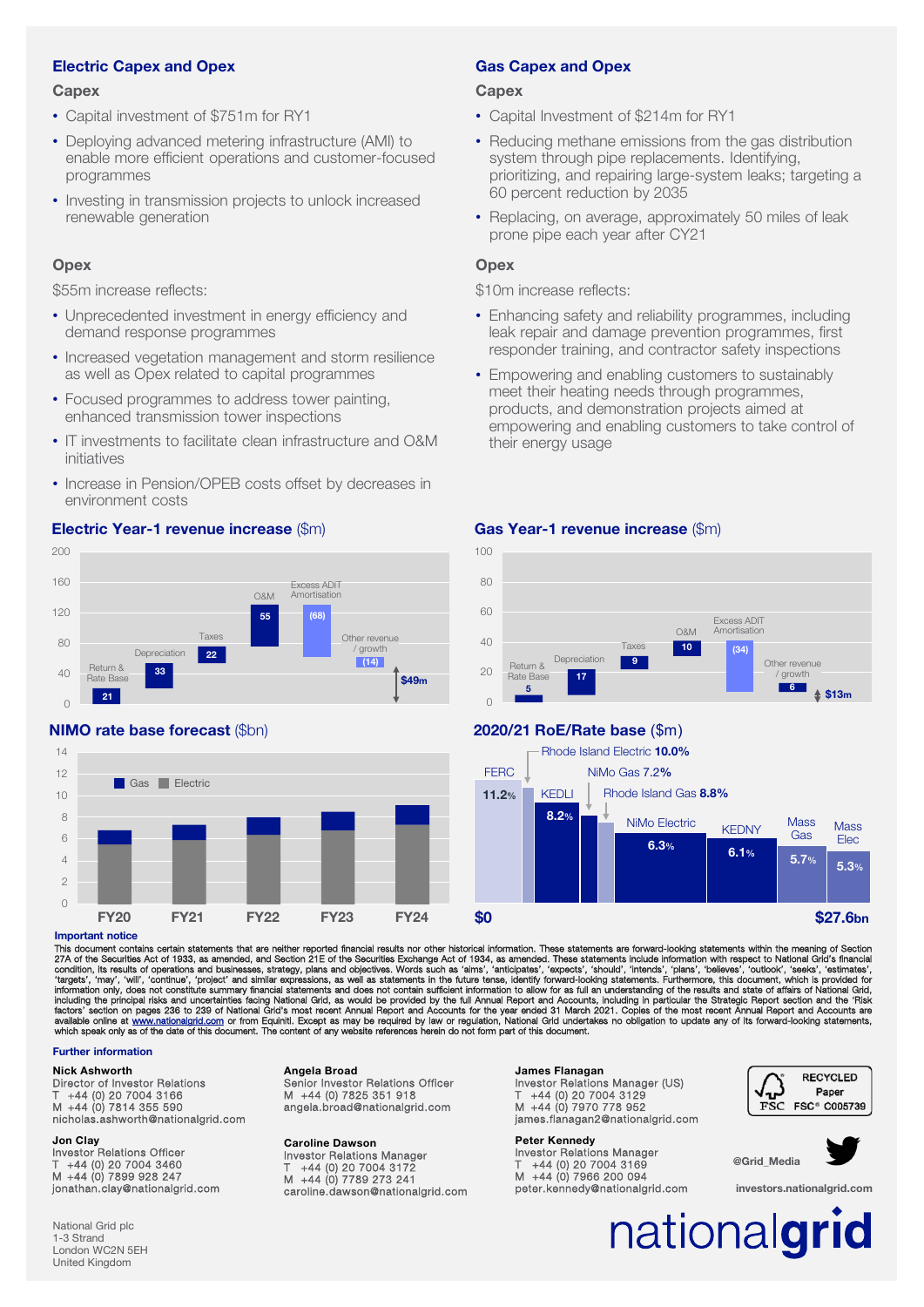## Electric Capex and Opex

### Capex

- Capital investment of $751m for RY1
- Deploying advanced metering infrastructure (AMI) to enable more efficient operations and customer-focused programmes
- Investing in transmission projects to unlock increased renewable generation

### Opex

$55m increase reflects:

- Unprecedented investment in energy efficiency and demand response programmes
- Increased vegetation management and storm resilience as well as Opex related to capital programmes
- Focused programmes to address tower painting, enhanced transmission tower inspections
- IT investments to facilitate clean infrastructure and O&M initiatives
- Increase in Pension/OPEB costs offset by decreases in environment costs

## Gas Capex and Opex

### Capex

- Capital Investment of $214m for RY1
- Reducing methane emissions from the gas distribution system through pipe replacements. Identifying, prioritizing, and repairing large-system leaks; targeting a 60 percent reduction by 2035
- Replacing, on average, approximately 50 miles of leak prone pipe each year after CY21

### Opex

$10m increase reflects:

- Enhancing safety and reliability programmes, including leak repair and damage prevention programmes, first responder training, and contractor safety inspections
- Empowering and enabling customers to sustainably meet their heating needs through programmes, products, and demonstration projects aimed at empowering and enabling customers to take control of their energy usage

### Electric Year-1 revenue increase ($m)

0, 40, 80, 120, 160, 200

Return & Rate Base 21
Depreciation 33
Taxes 22
O&M 55
Excess ADIT Amortisation (68)
Other revenue / growth (14)
$49m

### Gas Year-1 revenue increase ($m)

0, 20, 40, 60, 80, 100

Return & Rate Base 5
Depreciation 17
Taxes 9
O&M 10
Excess ADIT Amortisation (34)
Other revenue / growth 6
$13m

### NIMO rate base forecast ($bn)

0, 2, 4, 6, 8, 10, 12, 14

Gas, Electric

FY20, FY21, FY22, FY23, FY24

### 2020/21 RoE/Rate base ($m)

FERC 11.2%
Rhode Island Electric 10.0%
KEDLI 8.2%
NiMo Gas 7.2%
Rhode Island Gas 8.8%
NiMo Electric 6.3%
KEDNY 6.1%
Mass Gas 5.7%
Mass Elec 5.3%

$0
$27.6bn

**Important notice**

This document contains certain statements that are neither reported financial results nor other historical information. These statements are forward-looking statements within the meaning of Section 27A of the Securities Act of 1933, as amended, and Section 21E of the Securities Exchange Act of 1934, as amended. These statements include information with respect to National Grid's financial condition, its results of operations and businesses, strategy, plans and objectives. Words such as 'aims', 'anticipates', 'expects', 'should', 'intends', 'plans', 'believes', 'outlook', 'seeks', 'estimates', 'targets', 'may', 'will', 'continue', 'project' and similar expressions, as well as statements in the future tense, identify forward-looking statements. Furthermore, this document, which is provided for information only, does not constitute summary financial statements and does not contain sufficient information to allow for as full an understanding of the results and state of affairs of National Grid, including the principal risks and uncertainties facing National Grid, as would be provided by the full Annual Report and Accounts, including in particular the Strategic Report section and the 'Risk factors' section on pages 236 to 239 of National Grid's most recent Annual Report and Accounts for the year ended 31 March 2021. Copies of the most recent Annual Report and Accounts are available online at www.nationalgrid.com or from Equiniti. Except as may be required by law or regulation, National Grid undertakes no obligation to update any of its forward-looking statements, which speak only as of the date of this document. The content of any website references herein do not form part of this document.

**Further information**

**Nick Ashworth**
Director of Investor Relations
T +44 (0) 20 7004 3166
M +44 (0) 7814 355 590
nicholas.ashworth@nationalgrid.com

**Jon Clay**
Investor Relations Officer
T +44 (0) 20 7004 3460
M +44 (0) 7899 928 247
jonathan.clay@nationalgrid.com

**Angela Broad**
Senior Investor Relations Officer
M +44 (0) 7825 351 918
angela.broad@nationalgrid.com

**Caroline Dawson**
Investor Relations Manager
T +44 (0) 20 7004 3172
M +44 (0) 7789 273 241
caroline.dawson@nationalgrid.com

**James Flanagan**
Investor Relations Manager (US)
T +44 (0) 20 7004 3129
M +44 (0) 7970 778 952
james.flanagan2@nationalgrid.com

**Peter Kennedy**
Investor Relations Manager
T +44 (0) 20 7004 3169
M +44 (0) 7966 200 094
peter.kennedy@nationalgrid.com

RECYCLED Paper FSC® C005739

@Grid_Media

investors.nationalgrid.com

National Grid plc
1-3 Strand
London WC2N 5EH
United Kingdom

nationalgrid